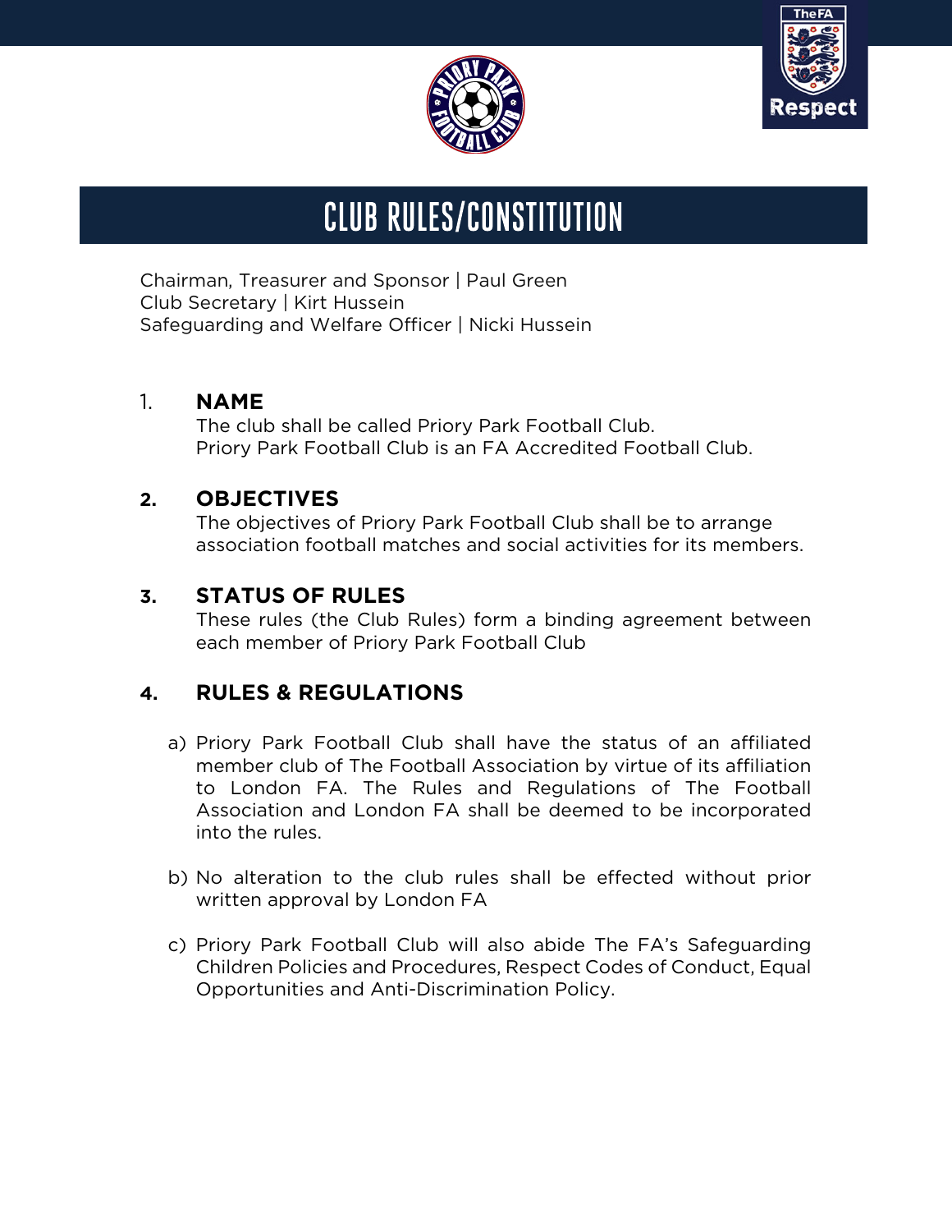# CLUB RULES/CONSTITUTION

Chairman, Treasurer and Sponsor | Paul Green
Club Secretary | Kirt Hussein
Safeguarding and Welfare Officer | Nicki Hussein

## 1. NAME

The club shall be called Priory Park Football Club.
Priory Park Football Club is an FA Accredited Football Club.

## 2. OBJECTIVES

The objectives of Priory Park Football Club shall be to arrange association football matches and social activities for its members.

## 3. STATUS OF RULES

These rules (the Club Rules) form a binding agreement between each member of Priory Park Football Club

## 4. RULES & REGULATIONS

a) Priory Park Football Club shall have the status of an affiliated member club of The Football Association by virtue of its affiliation to London FA. The Rules and Regulations of The Football Association and London FA shall be deemed to be incorporated into the rules.

b) No alteration to the club rules shall be effected without prior written approval by London FA

c) Priory Park Football Club will also abide The FA's Safeguarding Children Policies and Procedures, Respect Codes of Conduct, Equal Opportunities and Anti-Discrimination Policy.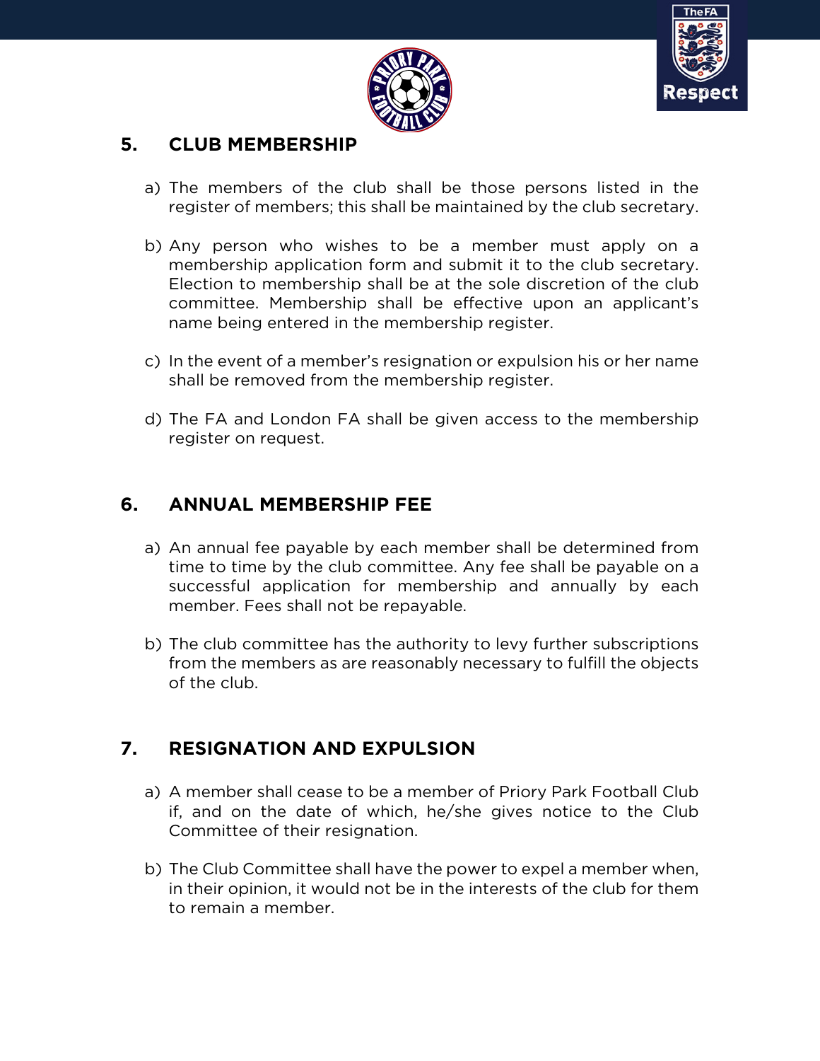## 5. CLUB MEMBERSHIP

a) The members of the club shall be those persons listed in the register of members; this shall be maintained by the club secretary.

b) Any person who wishes to be a member must apply on a membership application form and submit it to the club secretary. Election to membership shall be at the sole discretion of the club committee. Membership shall be effective upon an applicant's name being entered in the membership register.

c) In the event of a member's resignation or expulsion his or her name shall be removed from the membership register.

d) The FA and London FA shall be given access to the membership register on request.

## 6. ANNUAL MEMBERSHIP FEE

a) An annual fee payable by each member shall be determined from time to time by the club committee. Any fee shall be payable on a successful application for membership and annually by each member. Fees shall not be repayable.

b) The club committee has the authority to levy further subscriptions from the members as are reasonably necessary to fulfill the objects of the club.

## 7. RESIGNATION AND EXPULSION

a) A member shall cease to be a member of Priory Park Football Club if, and on the date of which, he/she gives notice to the Club Committee of their resignation.

b) The Club Committee shall have the power to expel a member when, in their opinion, it would not be in the interests of the club for them to remain a member.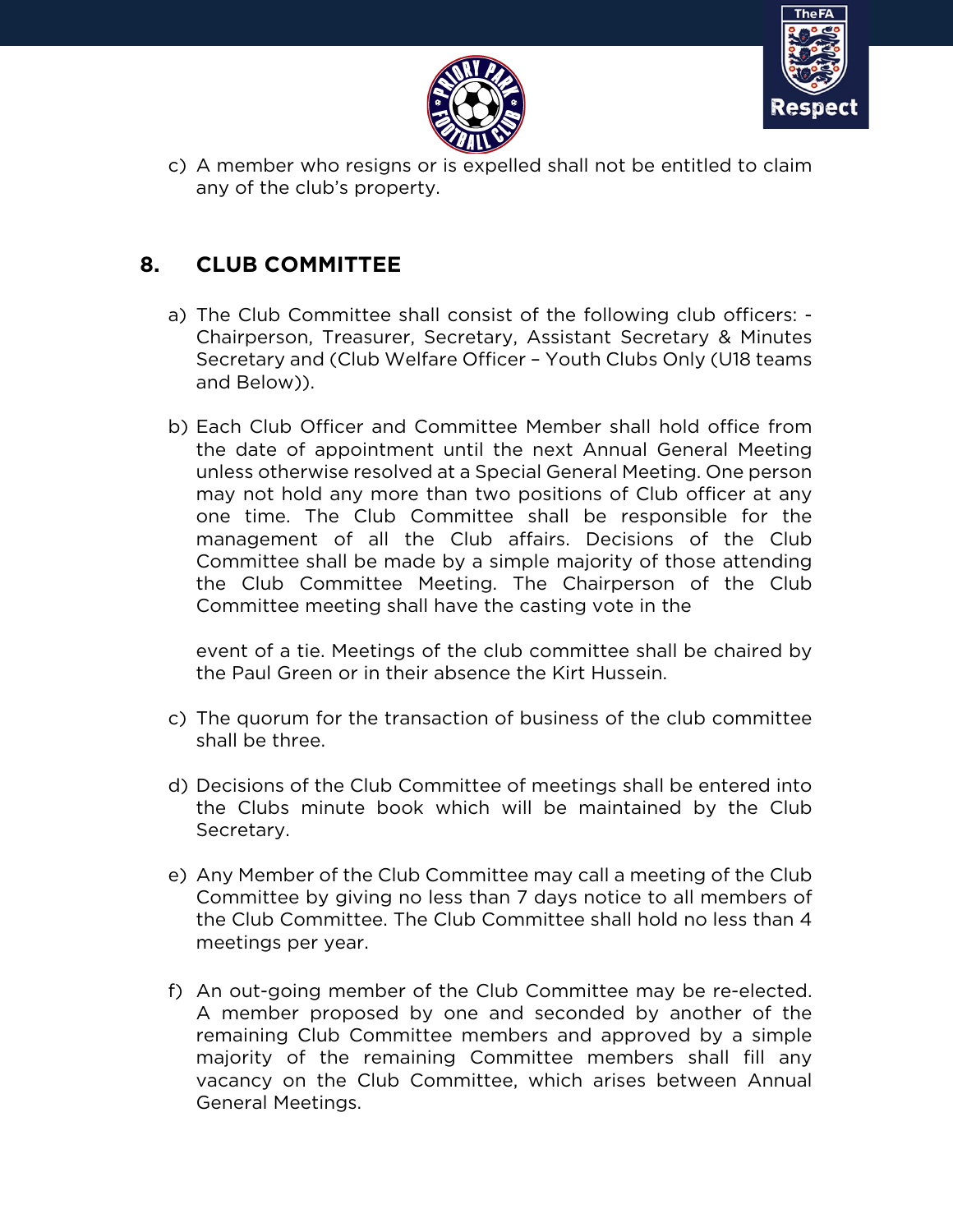c) A member who resigns or is expelled shall not be entitled to claim any of the club's property.

## 8. CLUB COMMITTEE

a) The Club Committee shall consist of the following club officers: - Chairperson, Treasurer, Secretary, Assistant Secretary & Minutes Secretary and (Club Welfare Officer – Youth Clubs Only (U18 teams and Below)).

b) Each Club Officer and Committee Member shall hold office from the date of appointment until the next Annual General Meeting unless otherwise resolved at a Special General Meeting. One person may not hold any more than two positions of Club officer at any one time. The Club Committee shall be responsible for the management of all the Club affairs. Decisions of the Club Committee shall be made by a simple majority of those attending the Club Committee Meeting. The Chairperson of the Club Committee meeting shall have the casting vote in the event of a tie. Meetings of the club committee shall be chaired by the Paul Green or in their absence the Kirt Hussein.

c) The quorum for the transaction of business of the club committee shall be three.

d) Decisions of the Club Committee of meetings shall be entered into the Clubs minute book which will be maintained by the Club Secretary.

e) Any Member of the Club Committee may call a meeting of the Club Committee by giving no less than 7 days notice to all members of the Club Committee. The Club Committee shall hold no less than 4 meetings per year.

f) An out-going member of the Club Committee may be re-elected. A member proposed by one and seconded by another of the remaining Club Committee members and approved by a simple majority of the remaining Committee members shall fill any vacancy on the Club Committee, which arises between Annual General Meetings.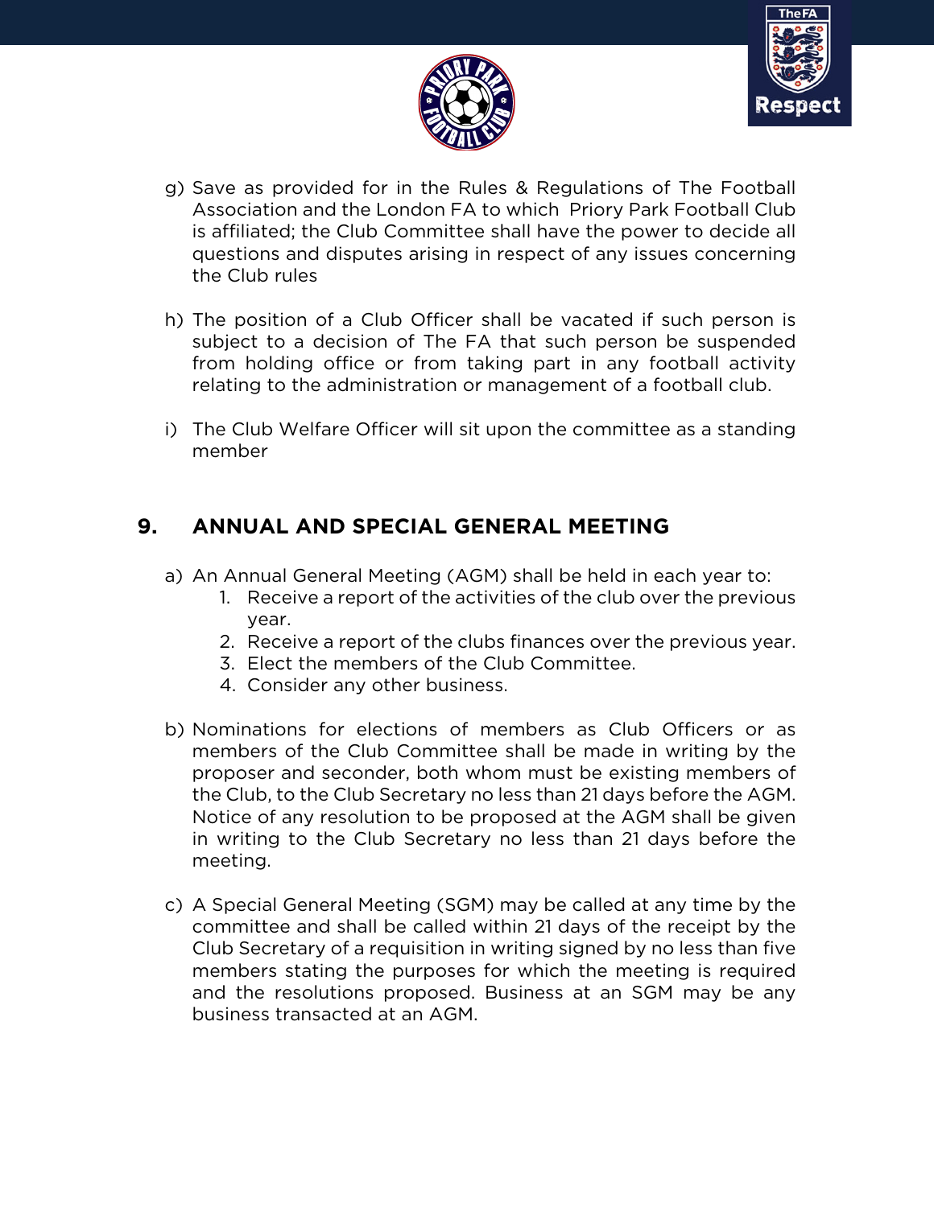g) Save as provided for in the Rules & Regulations of The Football Association and the London FA to which Priory Park Football Club is affiliated; the Club Committee shall have the power to decide all questions and disputes arising in respect of any issues concerning the Club rules

h) The position of a Club Officer shall be vacated if such person is subject to a decision of The FA that such person be suspended from holding office or from taking part in any football activity relating to the administration or management of a football club.

i) The Club Welfare Officer will sit upon the committee as a standing member

## 9. ANNUAL AND SPECIAL GENERAL MEETING

a) An Annual General Meeting (AGM) shall be held in each year to:
   1. Receive a report of the activities of the club over the previous year.
   2. Receive a report of the clubs finances over the previous year.
   3. Elect the members of the Club Committee.
   4. Consider any other business.

b) Nominations for elections of members as Club Officers or as members of the Club Committee shall be made in writing by the proposer and seconder, both whom must be existing members of the Club, to the Club Secretary no less than 21 days before the AGM. Notice of any resolution to be proposed at the AGM shall be given in writing to the Club Secretary no less than 21 days before the meeting.

c) A Special General Meeting (SGM) may be called at any time by the committee and shall be called within 21 days of the receipt by the Club Secretary of a requisition in writing signed by no less than five members stating the purposes for which the meeting is required and the resolutions proposed. Business at an SGM may be any business transacted at an AGM.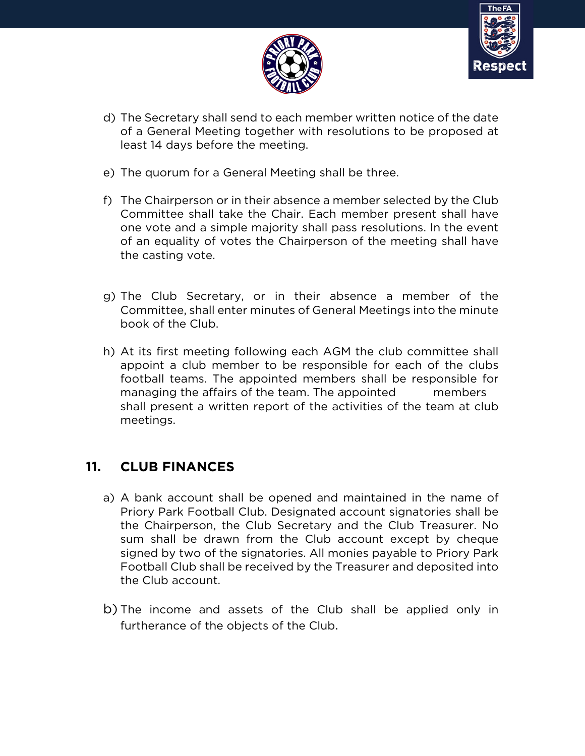d) The Secretary shall send to each member written notice of the date of a General Meeting together with resolutions to be proposed at least 14 days before the meeting.

e) The quorum for a General Meeting shall be three.

f) The Chairperson or in their absence a member selected by the Club Committee shall take the Chair. Each member present shall have one vote and a simple majority shall pass resolutions. In the event of an equality of votes the Chairperson of the meeting shall have the casting vote.

g) The Club Secretary, or in their absence a member of the Committee, shall enter minutes of General Meetings into the minute book of the Club.

h) At its first meeting following each AGM the club committee shall appoint a club member to be responsible for each of the clubs football teams. The appointed members shall be responsible for managing the affairs of the team. The appointed members shall present a written report of the activities of the team at club meetings.

## 11. CLUB FINANCES

a) A bank account shall be opened and maintained in the name of Priory Park Football Club. Designated account signatories shall be the Chairperson, the Club Secretary and the Club Treasurer. No sum shall be drawn from the Club account except by cheque signed by two of the signatories. All monies payable to Priory Park Football Club shall be received by the Treasurer and deposited into the Club account.

b) The income and assets of the Club shall be applied only in furtherance of the objects of the Club.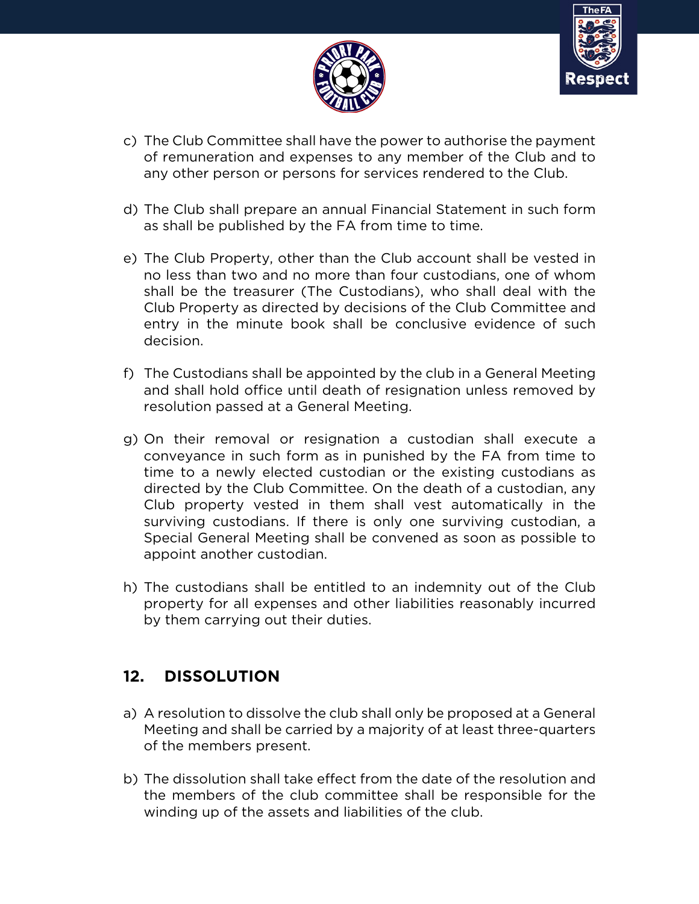c) The Club Committee shall have the power to authorise the payment of remuneration and expenses to any member of the Club and to any other person or persons for services rendered to the Club.

d) The Club shall prepare an annual Financial Statement in such form as shall be published by the FA from time to time.

e) The Club Property, other than the Club account shall be vested in no less than two and no more than four custodians, one of whom shall be the treasurer (The Custodians), who shall deal with the Club Property as directed by decisions of the Club Committee and entry in the minute book shall be conclusive evidence of such decision.

f) The Custodians shall be appointed by the club in a General Meeting and shall hold office until death of resignation unless removed by resolution passed at a General Meeting.

g) On their removal or resignation a custodian shall execute a conveyance in such form as in punished by the FA from time to time to a newly elected custodian or the existing custodians as directed by the Club Committee. On the death of a custodian, any Club property vested in them shall vest automatically in the surviving custodians. If there is only one surviving custodian, a Special General Meeting shall be convened as soon as possible to appoint another custodian.

h) The custodians shall be entitled to an indemnity out of the Club property for all expenses and other liabilities reasonably incurred by them carrying out their duties.

## 12. DISSOLUTION

a) A resolution to dissolve the club shall only be proposed at a General Meeting and shall be carried by a majority of at least three-quarters of the members present.

b) The dissolution shall take effect from the date of the resolution and the members of the club committee shall be responsible for the winding up of the assets and liabilities of the club.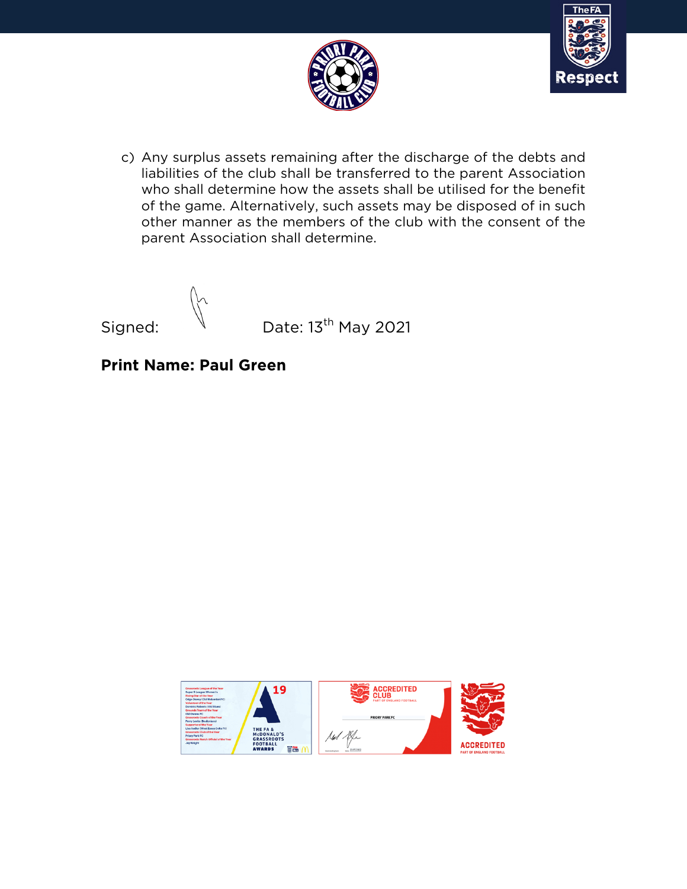c) Any surplus assets remaining after the discharge of the debts and liabilities of the club shall be transferred to the parent Association who shall determine how the assets shall be utilised for the benefit of the game. Alternatively, such assets may be disposed of in such other manner as the members of the club with the consent of the parent Association shall determine.

Signed: Date: 13th May 2021

**Print Name: Paul Green**